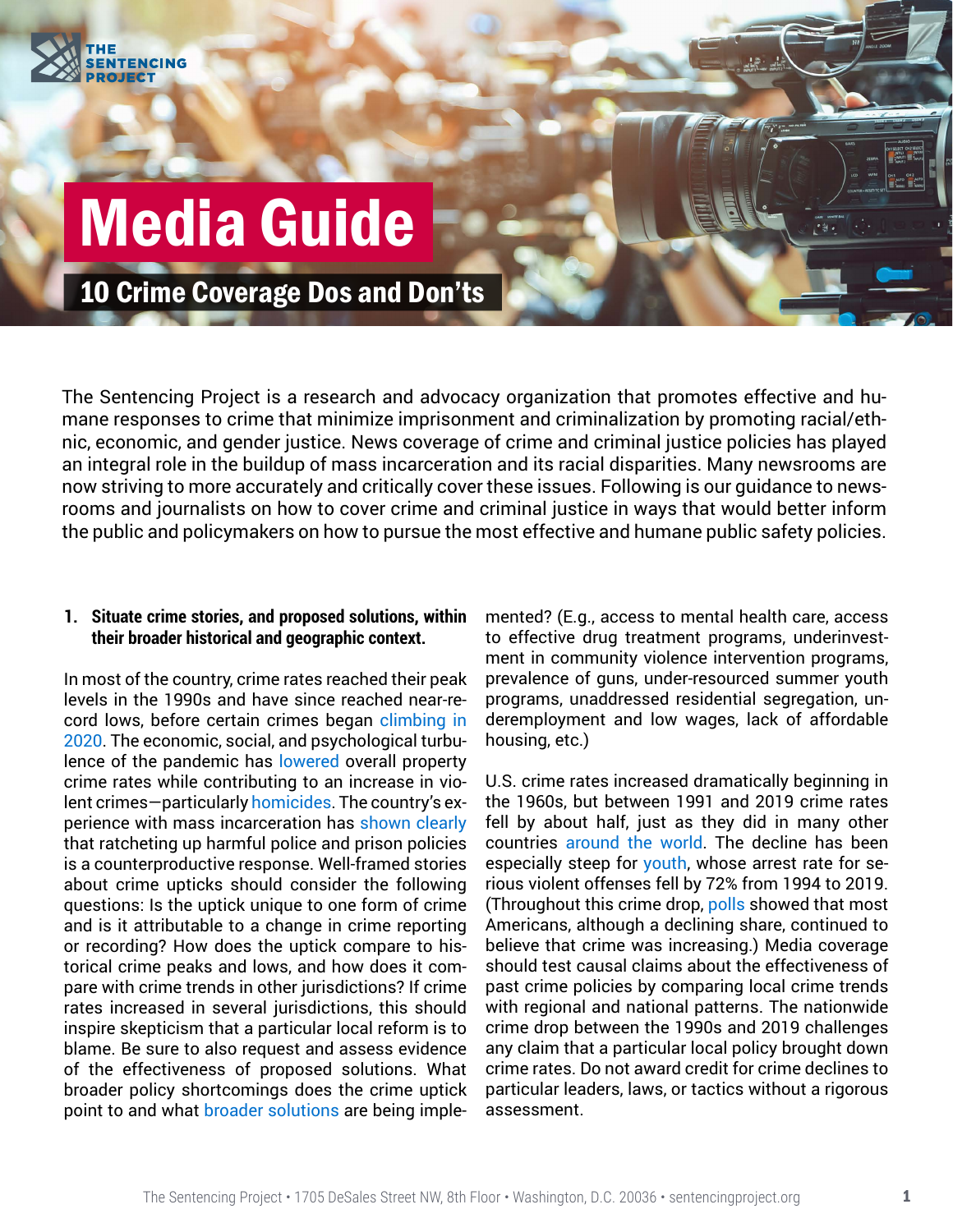THE SENTENCING PROJECT

# Media Guide

## 10 Crime Coverage Dos and Don'ts

The Sentencing Project is a research and advocacy organization that promotes effective and humane responses to crime that minimize imprisonment and criminalization by promoting racial/ethnic, economic, and gender justice. News coverage of crime and criminal justice policies has played an integral role in the buildup of mass incarceration and its racial disparities. Many newsrooms are now striving to more accurately and critically cover these issues. Following is our guidance to newsrooms and journalists on how to cover crime and criminal justice in ways that would better inform the public and policymakers on how to pursue the most effective and humane public safety policies.

### 1. Situate crime stories, and proposed solutions, within their broader historical and geographic context.

In most of the country, crime rates reached their peak levels in the 1990s and have since reached near-record lows, before certain crimes began climbing in 2020. The economic, social, and psychological turbulence of the pandemic has lowered overall property crime rates while contributing to an increase in violent crimes—particularly homicides. The country's experience with mass incarceration has shown clearly that ratcheting up harmful police and prison policies is a counterproductive response. Well-framed stories about crime upticks should consider the following questions: Is the uptick unique to one form of crime and is it attributable to a change in crime reporting or recording? How does the uptick compare to historical crime peaks and lows, and how does it compare with crime trends in other jurisdictions? If crime rates increased in several jurisdictions, this should inspire skepticism that a particular local reform is to blame. Be sure to also request and assess evidence of the effectiveness of proposed solutions. What broader policy shortcomings does the crime uptick point to and what broader solutions are being implemented? (E.g., access to mental health care, access to effective drug treatment programs, underinvestment in community violence intervention programs, prevalence of guns, under-resourced summer youth programs, unaddressed residential segregation, underemployment and low wages, lack of affordable housing, etc.)

U.S. crime rates increased dramatically beginning in the 1960s, but between 1991 and 2019 crime rates fell by about half, just as they did in many other countries around the world. The decline has been especially steep for youth, whose arrest rate for serious violent offenses fell by 72% from 1994 to 2019. (Throughout this crime drop, polls showed that most Americans, although a declining share, continued to believe that crime was increasing.) Media coverage should test causal claims about the effectiveness of past crime policies by comparing local crime trends with regional and national patterns. The nationwide crime drop between the 1990s and 2019 challenges any claim that a particular local policy brought down crime rates. Do not award credit for crime declines to particular leaders, laws, or tactics without a rigorous assessment.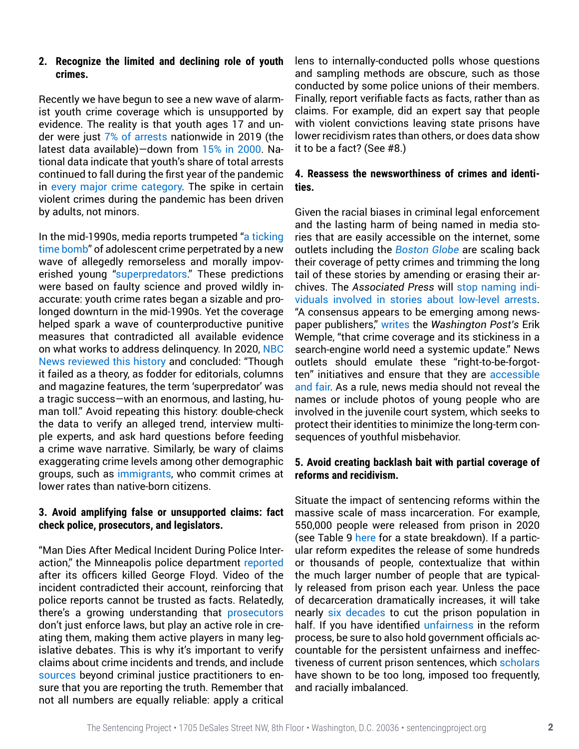**2. Recognize the limited and declining role of youth crimes.**

Recently we have begun to see a new wave of alarmist youth crime coverage which is unsupported by evidence. The reality is that youth ages 17 and under were just 7% of arrests nationwide in 2019 (the latest data available)—down from 15% in 2000. National data indicate that youth's share of total arrests continued to fall during the first year of the pandemic in every major crime category. The spike in certain violent crimes during the pandemic has been driven by adults, not minors.

In the mid-1990s, media reports trumpeted "a ticking time bomb" of adolescent crime perpetrated by a new wave of allegedly remorseless and morally impoverished young "superpredators." These predictions were based on faulty science and proved wildly inaccurate: youth crime rates began a sizable and prolonged downturn in the mid-1990s. Yet the coverage helped spark a wave of counterproductive punitive measures that contradicted all available evidence on what works to address delinquency. In 2020, NBC News reviewed this history and concluded: "Though it failed as a theory, as fodder for editorials, columns and magazine features, the term 'superpredator' was a tragic success—with an enormous, and lasting, human toll." Avoid repeating this history: double-check the data to verify an alleged trend, interview multiple experts, and ask hard questions before feeding a crime wave narrative. Similarly, be wary of claims exaggerating crime levels among other demographic groups, such as immigrants, who commit crimes at lower rates than native-born citizens.

**3. Avoid amplifying false or unsupported claims: fact check police, prosecutors, and legislators.**

"Man Dies After Medical Incident During Police Interaction," the Minneapolis police department reported after its officers killed George Floyd. Video of the incident contradicted their account, reinforcing that police reports cannot be trusted as facts. Relatedly, there's a growing understanding that prosecutors don't just enforce laws, but play an active role in creating them, making them active players in many legislative debates. This is why it's important to verify claims about crime incidents and trends, and include sources beyond criminal justice practitioners to ensure that you are reporting the truth. Remember that not all numbers are equally reliable: apply a critical lens to internally-conducted polls whose questions and sampling methods are obscure, such as those conducted by some police unions of their members. Finally, report verifiable facts as facts, rather than as claims. For example, did an expert say that people with violent convictions leaving state prisons have lower recidivism rates than others, or does data show it to be a fact? (See #8.)

**4. Reassess the newsworthiness of crimes and identities.**

Given the racial biases in criminal legal enforcement and the lasting harm of being named in media stories that are easily accessible on the internet, some outlets including the *Boston Globe* are scaling back their coverage of petty crimes and trimming the long tail of these stories by amending or erasing their archives. The *Associated Press* will stop naming individuals involved in stories about low-level arrests. "A consensus appears to be emerging among newspaper publishers," writes the *Washington Post's* Erik Wemple, "that crime coverage and its stickiness in a search-engine world need a systemic update." News outlets should emulate these "right-to-be-forgotten" initiatives and ensure that they are accessible and fair. As a rule, news media should not reveal the names or include photos of young people who are involved in the juvenile court system, which seeks to protect their identities to minimize the long-term consequences of youthful misbehavior.

**5. Avoid creating backlash bait with partial coverage of reforms and recidivism.**

Situate the impact of sentencing reforms within the massive scale of mass incarceration. For example, 550,000 people were released from prison in 2020 (see Table 9 here for a state breakdown). If a particular reform expedites the release of some hundreds or thousands of people, contextualize that within the much larger number of people that are typically released from prison each year. Unless the pace of decarceration dramatically increases, it will take nearly six decades to cut the prison population in half. If you have identified unfairness in the reform process, be sure to also hold government officials accountable for the persistent unfairness and ineffectiveness of current prison sentences, which scholars have shown to be too long, imposed too frequently, and racially imbalanced.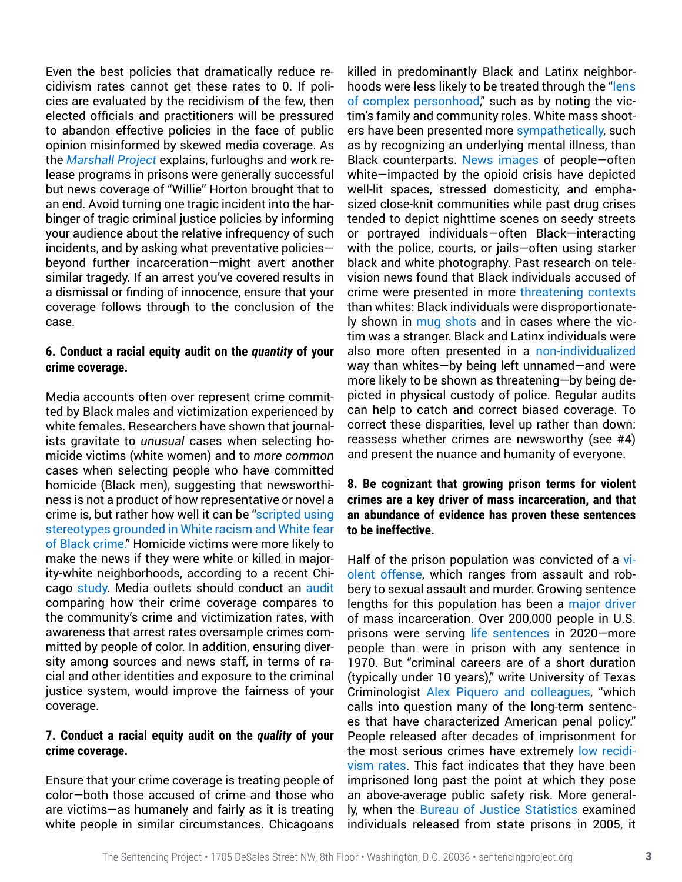Even the best policies that dramatically reduce recidivism rates cannot get these rates to 0. If policies are evaluated by the recidivism of the few, then elected officials and practitioners will be pressured to abandon effective policies in the face of public opinion misinformed by skewed media coverage. As the *Marshall Project* explains, furloughs and work release programs in prisons were generally successful but news coverage of "Willie" Horton brought that to an end. Avoid turning one tragic incident into the harbinger of tragic criminal justice policies by informing your audience about the relative infrequency of such incidents, and by asking what preventative policies—beyond further incarceration—might avert another similar tragedy. If an arrest you've covered results in a dismissal or finding of innocence, ensure that your coverage follows through to the conclusion of the case.

**6. Conduct a racial equity audit on the *quantity* of your crime coverage.**

Media accounts often over represent crime committed by Black males and victimization experienced by white females. Researchers have shown that journalists gravitate to *unusual* cases when selecting homicide victims (white women) and to *more common* cases when selecting people who have committed homicide (Black men), suggesting that newsworthiness is not a product of how representative or novel a crime is, but rather how well it can be "scripted using stereotypes grounded in White racism and White fear of Black crime." Homicide victims were more likely to make the news if they were white or killed in majority-white neighborhoods, according to a recent Chicago study. Media outlets should conduct an audit comparing how their crime coverage compares to the community's crime and victimization rates, with awareness that arrest rates oversample crimes committed by people of color. In addition, ensuring diversity among sources and news staff, in terms of racial and other identities and exposure to the criminal justice system, would improve the fairness of your coverage.

**7. Conduct a racial equity audit on the *quality* of your crime coverage.**

Ensure that your crime coverage is treating people of color—both those accused of crime and those who are victims—as humanely and fairly as it is treating white people in similar circumstances. Chicagoans killed in predominantly Black and Latinx neighborhoods were less likely to be treated through the "lens of complex personhood," such as by noting the victim's family and community roles. White mass shooters have been presented more sympathetically, such as by recognizing an underlying mental illness, than Black counterparts. News images of people—often white—impacted by the opioid crisis have depicted well-lit spaces, stressed domesticity, and emphasized close-knit communities while past drug crises tended to depict nighttime scenes on seedy streets or portrayed individuals—often Black—interacting with the police, courts, or jails—often using starker black and white photography. Past research on television news found that Black individuals accused of crime were presented in more threatening contexts than whites: Black individuals were disproportionately shown in mug shots and in cases where the victim was a stranger. Black and Latinx individuals were also more often presented in a non-individualized way than whites—by being left unnamed—and were more likely to be shown as threatening—by being depicted in physical custody of police. Regular audits can help to catch and correct biased coverage. To correct these disparities, level up rather than down: reassess whether crimes are newsworthy (see #4) and present the nuance and humanity of everyone.

**8. Be cognizant that growing prison terms for violent crimes are a key driver of mass incarceration, and that an abundance of evidence has proven these sentences to be ineffective.**

Half of the prison population was convicted of a violent offense, which ranges from assault and robbery to sexual assault and murder. Growing sentence lengths for this population has been a major driver of mass incarceration. Over 200,000 people in U.S. prisons were serving life sentences in 2020—more people than were in prison with any sentence in 1970. But "criminal careers are of a short duration (typically under 10 years)," write University of Texas Criminologist Alex Piquero and colleagues, "which calls into question many of the long-term sentences that have characterized American penal policy." People released after decades of imprisonment for the most serious crimes have extremely low recidivism rates. This fact indicates that they have been imprisoned long past the point at which they pose an above-average public safety risk. More generally, when the Bureau of Justice Statistics examined individuals released from state prisons in 2005, it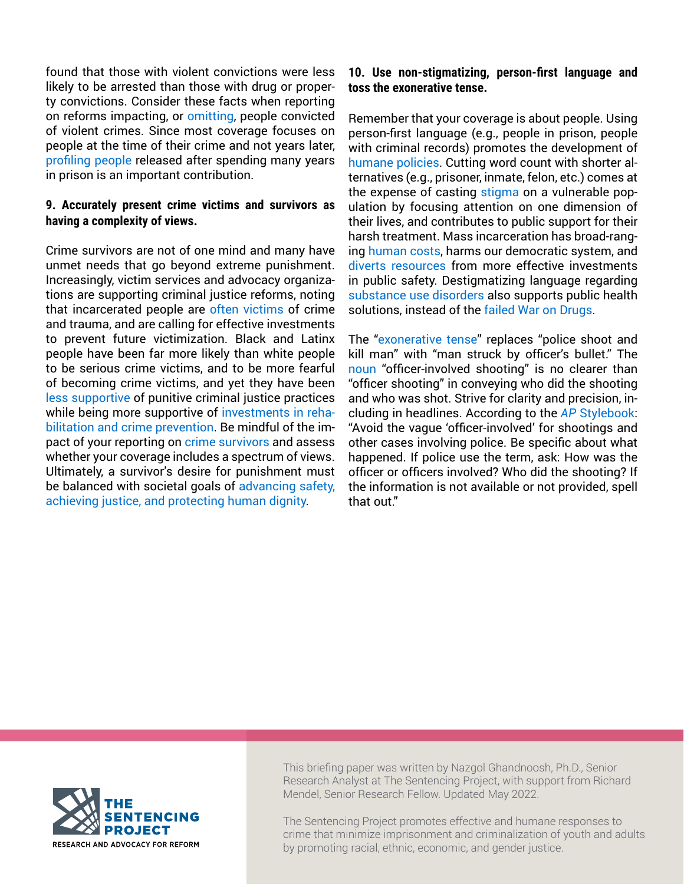found that those with violent convictions were less likely to be arrested than those with drug or property convictions. Consider these facts when reporting on reforms impacting, or omitting, people convicted of violent crimes. Since most coverage focuses on people at the time of their crime and not years later, profiling people released after spending many years in prison is an important contribution.

**9. Accurately present crime victims and survivors as having a complexity of views.**

Crime survivors are not of one mind and many have unmet needs that go beyond extreme punishment. Increasingly, victim services and advocacy organizations are supporting criminal justice reforms, noting that incarcerated people are often victims of crime and trauma, and are calling for effective investments to prevent future victimization. Black and Latinx people have been far more likely than white people to be serious crime victims, and to be more fearful of becoming crime victims, and yet they have been less supportive of punitive criminal justice practices while being more supportive of investments in rehabilitation and crime prevention. Be mindful of the impact of your reporting on crime survivors and assess whether your coverage includes a spectrum of views. Ultimately, a survivor's desire for punishment must be balanced with societal goals of advancing safety, achieving justice, and protecting human dignity.

**10. Use non-stigmatizing, person-first language and toss the exonerative tense.**

Remember that your coverage is about people. Using person-first language (e.g., people in prison, people with criminal records) promotes the development of humane policies. Cutting word count with shorter alternatives (e.g., prisoner, inmate, felon, etc.) comes at the expense of casting stigma on a vulnerable population by focusing attention on one dimension of their lives, and contributes to public support for their harsh treatment. Mass incarceration has broad-ranging human costs, harms our democratic system, and diverts resources from more effective investments in public safety. Destigmatizing language regarding substance use disorders also supports public health solutions, instead of the failed War on Drugs.

The "exonerative tense" replaces "police shoot and kill man" with "man struck by officer's bullet." The noun "officer-involved shooting" is no clearer than "officer shooting" in conveying who did the shooting and who was shot. Strive for clarity and precision, including in headlines. According to the *AP* Stylebook: "Avoid the vague 'officer-involved' for shootings and other cases involving police. Be specific about what happened. If police use the term, ask: How was the officer or officers involved? Who did the shooting? If the information is not available or not provided, spell that out."

THE SENTENCING PROJECT
RESEARCH AND ADVOCACY FOR REFORM

This briefing paper was written by Nazgol Ghandnoosh, Ph.D., Senior Research Analyst at The Sentencing Project, with support from Richard Mendel, Senior Research Fellow. Updated May 2022.

The Sentencing Project promotes effective and humane responses to crime that minimize imprisonment and criminalization of youth and adults by promoting racial, ethnic, economic, and gender justice.